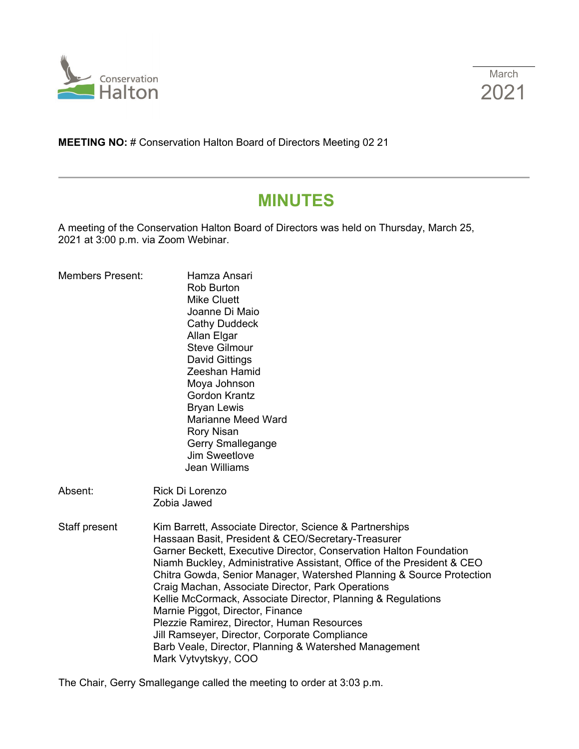Conservation Halton

March 2021

**MEETING NO:** # Conservation Halton Board of Directors Meeting 02 21

# MINUTES

A meeting of the Conservation Halton Board of Directors was held on Thursday, March 25, 2021 at 3:00 p.m. via Zoom Webinar.

Members Present:
- Hamza Ansari
- Rob Burton
- Mike Cluett
- Joanne Di Maio
- Cathy Duddeck
- Allan Elgar
- Steve Gilmour
- David Gittings
- Zeeshan Hamid
- Moya Johnson
- Gordon Krantz
- Bryan Lewis
- Marianne Meed Ward
- Rory Nisan
- Gerry Smallegange
- Jim Sweetlove
- Jean Williams

Absent:
- Rick Di Lorenzo
- Zobia Jawed

Staff present
- Kim Barrett, Associate Director, Science & Partnerships
- Hassaan Basit, President & CEO/Secretary-Treasurer
- Garner Beckett, Executive Director, Conservation Halton Foundation
- Niamh Buckley, Administrative Assistant, Office of the President & CEO
- Chitra Gowda, Senior Manager, Watershed Planning & Source Protection
- Craig Machan, Associate Director, Park Operations
- Kellie McCormack, Associate Director, Planning & Regulations
- Marnie Piggot, Director, Finance
- Plezzie Ramirez, Director, Human Resources
- Jill Ramseyer, Director, Corporate Compliance
- Barb Veale, Director, Planning & Watershed Management
- Mark Vytvytskyy, COO

The Chair, Gerry Smallegange called the meeting to order at 3:03 p.m.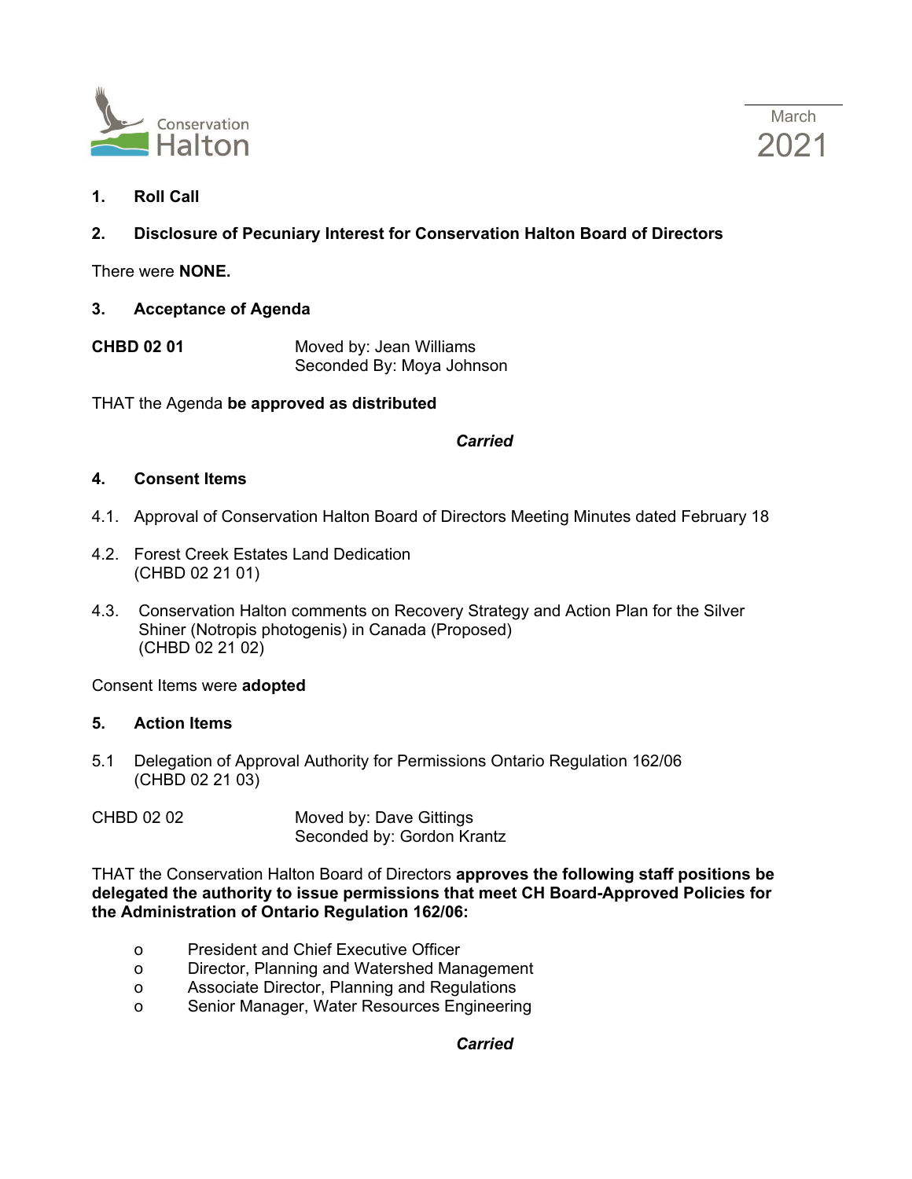## 1. Roll Call

## 2. Disclosure of Pecuniary Interest for Conservation Halton Board of Directors

There were **NONE.**

## 3. Acceptance of Agenda

**CHBD 02 01** Moved by: Jean Williams
Seconded By: Moya Johnson

THAT the Agenda **be approved as distributed**

***Carried***

## 4. Consent Items

4.1. Approval of Conservation Halton Board of Directors Meeting Minutes dated February 18

4.2. Forest Creek Estates Land Dedication
(CHBD 02 21 01)

4.3. Conservation Halton comments on Recovery Strategy and Action Plan for the Silver Shiner (Notropis photogenis) in Canada (Proposed)
(CHBD 02 21 02)

Consent Items were **adopted**

## 5. Action Items

5.1 Delegation of Approval Authority for Permissions Ontario Regulation 162/06
(CHBD 02 21 03)

CHBD 02 02 Moved by: Dave Gittings
Seconded by: Gordon Krantz

THAT the Conservation Halton Board of Directors **approves the following staff positions be delegated the authority to issue permissions that meet CH Board-Approved Policies for the Administration of Ontario Regulation 162/06:**

- President and Chief Executive Officer
- Director, Planning and Watershed Management
- Associate Director, Planning and Regulations
- Senior Manager, Water Resources Engineering

***Carried***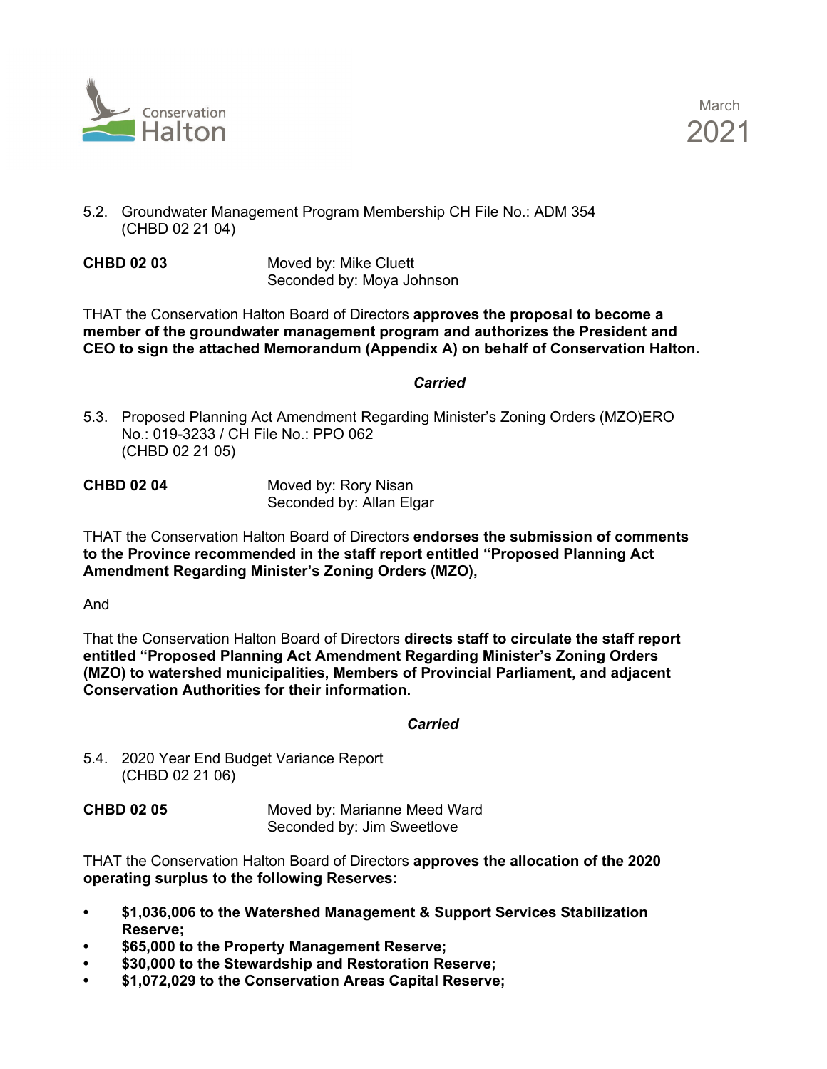5.2. Groundwater Management Program Membership CH File No.: ADM 354 (CHBD 02 21 04)

**CHBD 02 03** Moved by: Mike Cluett
Seconded by: Moya Johnson

THAT the Conservation Halton Board of Directors **approves the proposal to become a member of the groundwater management program and authorizes the President and CEO to sign the attached Memorandum (Appendix A) on behalf of Conservation Halton.**

***Carried***

5.3. Proposed Planning Act Amendment Regarding Minister's Zoning Orders (MZO)ERO No.: 019-3233 / CH File No.: PPO 062
(CHBD 02 21 05)

**CHBD 02 04** Moved by: Rory Nisan
Seconded by: Allan Elgar

THAT the Conservation Halton Board of Directors **endorses the submission of comments to the Province recommended in the staff report entitled "Proposed Planning Act Amendment Regarding Minister's Zoning Orders (MZO),**

And

That the Conservation Halton Board of Directors **directs staff to circulate the staff report entitled "Proposed Planning Act Amendment Regarding Minister's Zoning Orders (MZO) to watershed municipalities, Members of Provincial Parliament, and adjacent Conservation Authorities for their information.**

***Carried***

5.4. 2020 Year End Budget Variance Report
(CHBD 02 21 06)

**CHBD 02 05** Moved by: Marianne Meed Ward
Seconded by: Jim Sweetlove

THAT the Conservation Halton Board of Directors **approves the allocation of the 2020 operating surplus to the following Reserves:**

- **$1,036,006 to the Watershed Management & Support Services Stabilization Reserve;**
- **$65,000 to the Property Management Reserve;**
- **$30,000 to the Stewardship and Restoration Reserve;**
- **$1,072,029 to the Conservation Areas Capital Reserve;**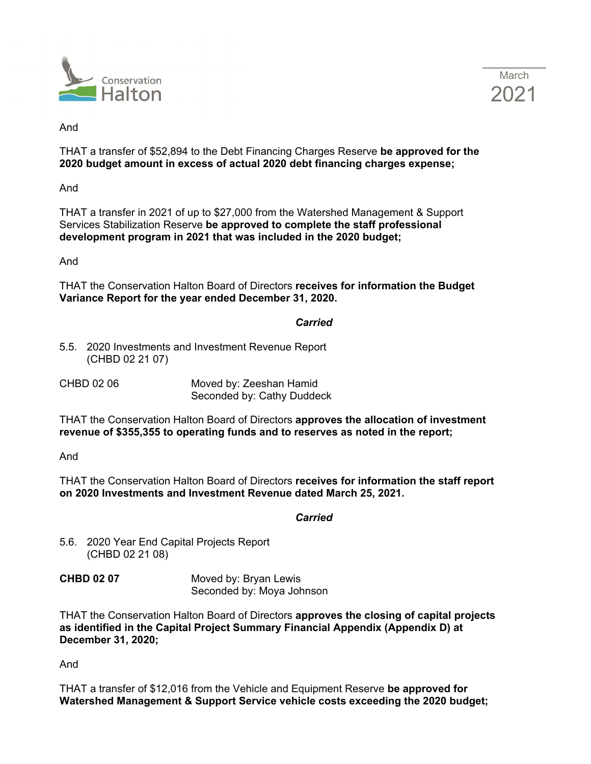And

THAT a transfer of $52,894 to the Debt Financing Charges Reserve **be approved for the 2020 budget amount in excess of actual 2020 debt financing charges expense;**

And

THAT a transfer in 2021 of up to $27,000 from the Watershed Management & Support Services Stabilization Reserve **be approved to complete the staff professional development program in 2021 that was included in the 2020 budget;**

And

THAT the Conservation Halton Board of Directors **receives for information the Budget Variance Report for the year ended December 31, 2020.**

***Carried***

5.5. 2020 Investments and Investment Revenue Report (CHBD 02 21 07)

CHBD 02 06 Moved by: Zeeshan Hamid
Seconded by: Cathy Duddeck

THAT the Conservation Halton Board of Directors **approves the allocation of investment revenue of $355,355 to operating funds and to reserves as noted in the report;**

And

THAT the Conservation Halton Board of Directors **receives for information the staff report on 2020 Investments and Investment Revenue dated March 25, 2021.**

***Carried***

5.6. 2020 Year End Capital Projects Report (CHBD 02 21 08)

**CHBD 02 07** Moved by: Bryan Lewis
Seconded by: Moya Johnson

THAT the Conservation Halton Board of Directors **approves the closing of capital projects as identified in the Capital Project Summary Financial Appendix (Appendix D) at December 31, 2020;**

And

THAT a transfer of $12,016 from the Vehicle and Equipment Reserve **be approved for Watershed Management & Support Service vehicle costs exceeding the 2020 budget;**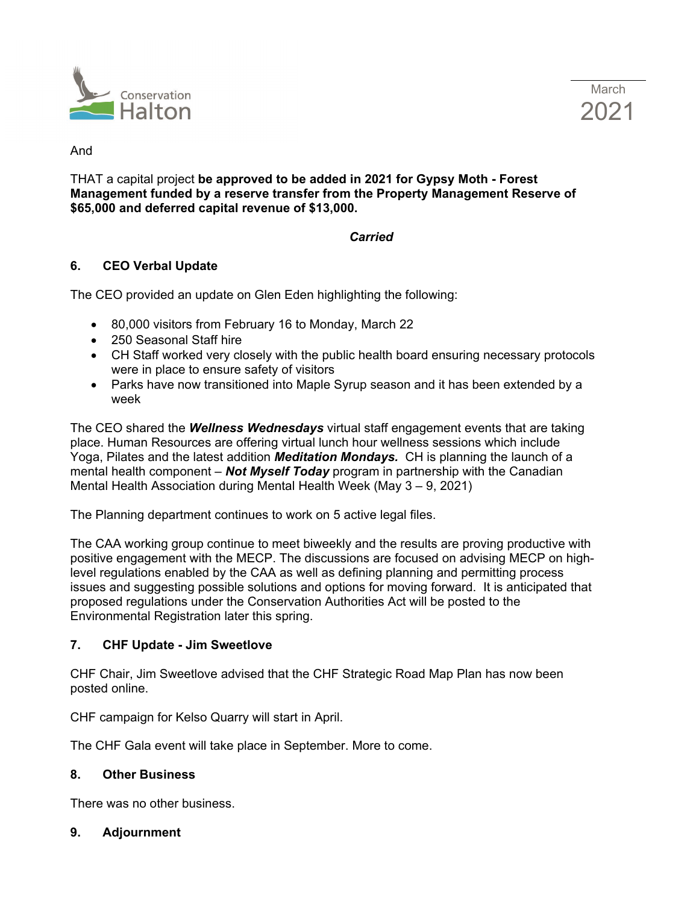And

THAT a capital project **be approved to be added in 2021 for Gypsy Moth - Forest Management funded by a reserve transfer from the Property Management Reserve of $65,000 and deferred capital revenue of $13,000.**

***Carried***

## 6. CEO Verbal Update

The CEO provided an update on Glen Eden highlighting the following:

- 80,000 visitors from February 16 to Monday, March 22
- 250 Seasonal Staff hire
- CH Staff worked very closely with the public health board ensuring necessary protocols were in place to ensure safety of visitors
- Parks have now transitioned into Maple Syrup season and it has been extended by a week

The CEO shared the ***Wellness Wednesdays*** virtual staff engagement events that are taking place. Human Resources are offering virtual lunch hour wellness sessions which include Yoga, Pilates and the latest addition ***Meditation Mondays.*** CH is planning the launch of a mental health component – ***Not Myself Today*** program in partnership with the Canadian Mental Health Association during Mental Health Week (May 3 – 9, 2021)

The Planning department continues to work on 5 active legal files.

The CAA working group continue to meet biweekly and the results are proving productive with positive engagement with the MECP. The discussions are focused on advising MECP on high-level regulations enabled by the CAA as well as defining planning and permitting process issues and suggesting possible solutions and options for moving forward. It is anticipated that proposed regulations under the Conservation Authorities Act will be posted to the Environmental Registration later this spring.

## 7. CHF Update - Jim Sweetlove

CHF Chair, Jim Sweetlove advised that the CHF Strategic Road Map Plan has now been posted online.

CHF campaign for Kelso Quarry will start in April.

The CHF Gala event will take place in September. More to come.

## 8. Other Business

There was no other business.

## 9. Adjournment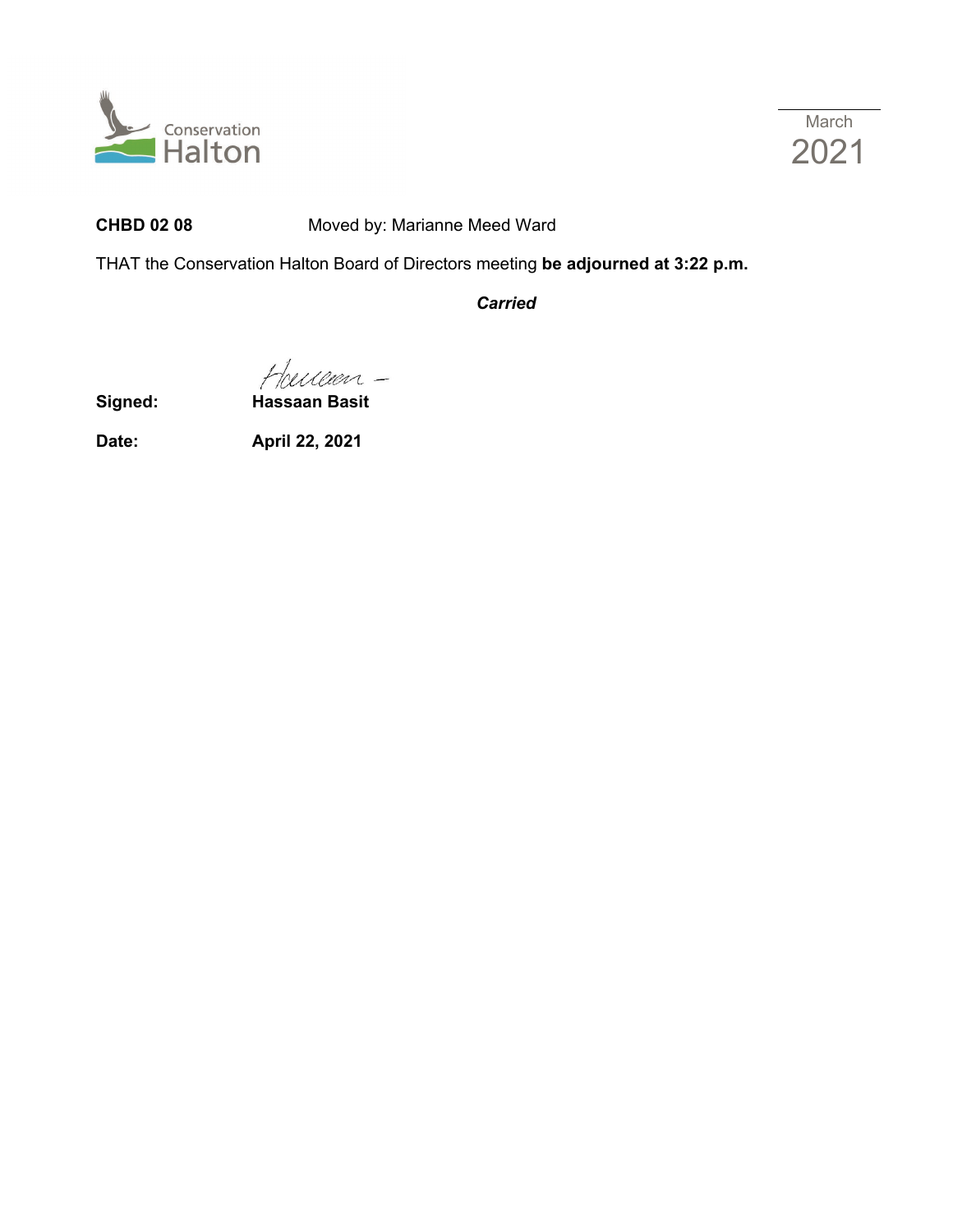**CHBD 02 08** Moved by: Marianne Meed Ward

THAT the Conservation Halton Board of Directors meeting **be adjourned at 3:22 p.m.**

***Carried***

**Signed:** **Hassaan Basit**

**Date:** **April 22, 2021**